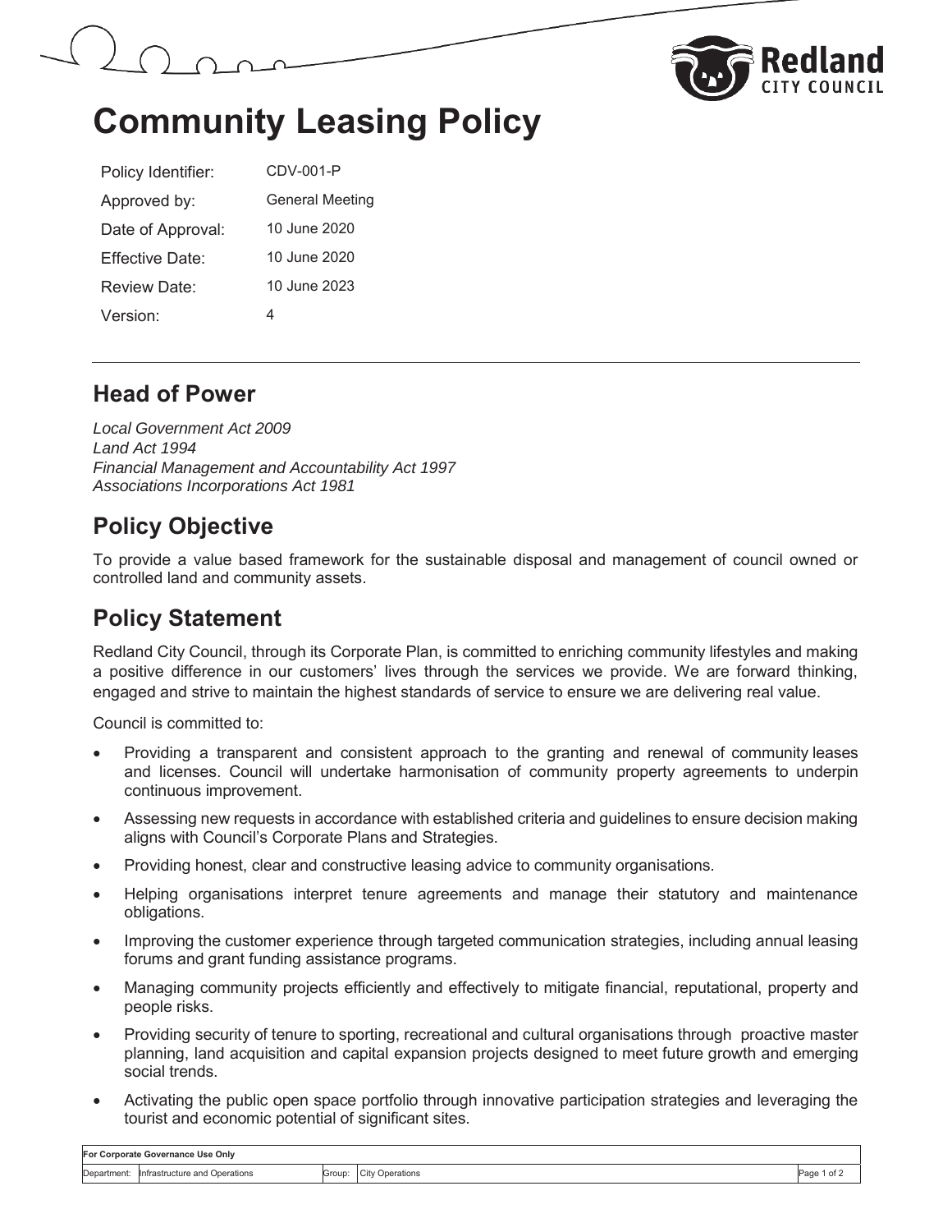# Community Leasing Policy

| | |
|---|---|
| Policy Identifier: | CDV-001-P |
| Approved by: | General Meeting |
| Date of Approval: | 10 June 2020 |
| Effective Date: | 10 June 2020 |
| Review Date: | 10 June 2023 |
| Version: | 4 |

## Head of Power

*Local Government Act 2009*
*Land Act 1994*
*Financial Management and Accountability Act 1997*
*Associations Incorporations Act 1981*

## Policy Objective

To provide a value based framework for the sustainable disposal and management of council owned or controlled land and community assets.

## Policy Statement

Redland City Council, through its Corporate Plan, is committed to enriching community lifestyles and making a positive difference in our customers' lives through the services we provide. We are forward thinking, engaged and strive to maintain the highest standards of service to ensure we are delivering real value.

Council is committed to:

- Providing a transparent and consistent approach to the granting and renewal of community leases and licenses. Council will undertake harmonisation of community property agreements to underpin continuous improvement.
- Assessing new requests in accordance with established criteria and guidelines to ensure decision making aligns with Council's Corporate Plans and Strategies.
- Providing honest, clear and constructive leasing advice to community organisations.
- Helping organisations interpret tenure agreements and manage their statutory and maintenance obligations.
- Improving the customer experience through targeted communication strategies, including annual leasing forums and grant funding assistance programs.
- Managing community projects efficiently and effectively to mitigate financial, reputational, property and people risks.
- Providing security of tenure to sporting, recreational and cultural organisations through proactive master planning, land acquisition and capital expansion projects designed to meet future growth and emerging social trends.
- Activating the public open space portfolio through innovative participation strategies and leveraging the tourist and economic potential of significant sites.

| For Corporate Governance Use Only | | | |
|---|---|---|---|
| Department: | Infrastructure and Operations | Group: | City Operations |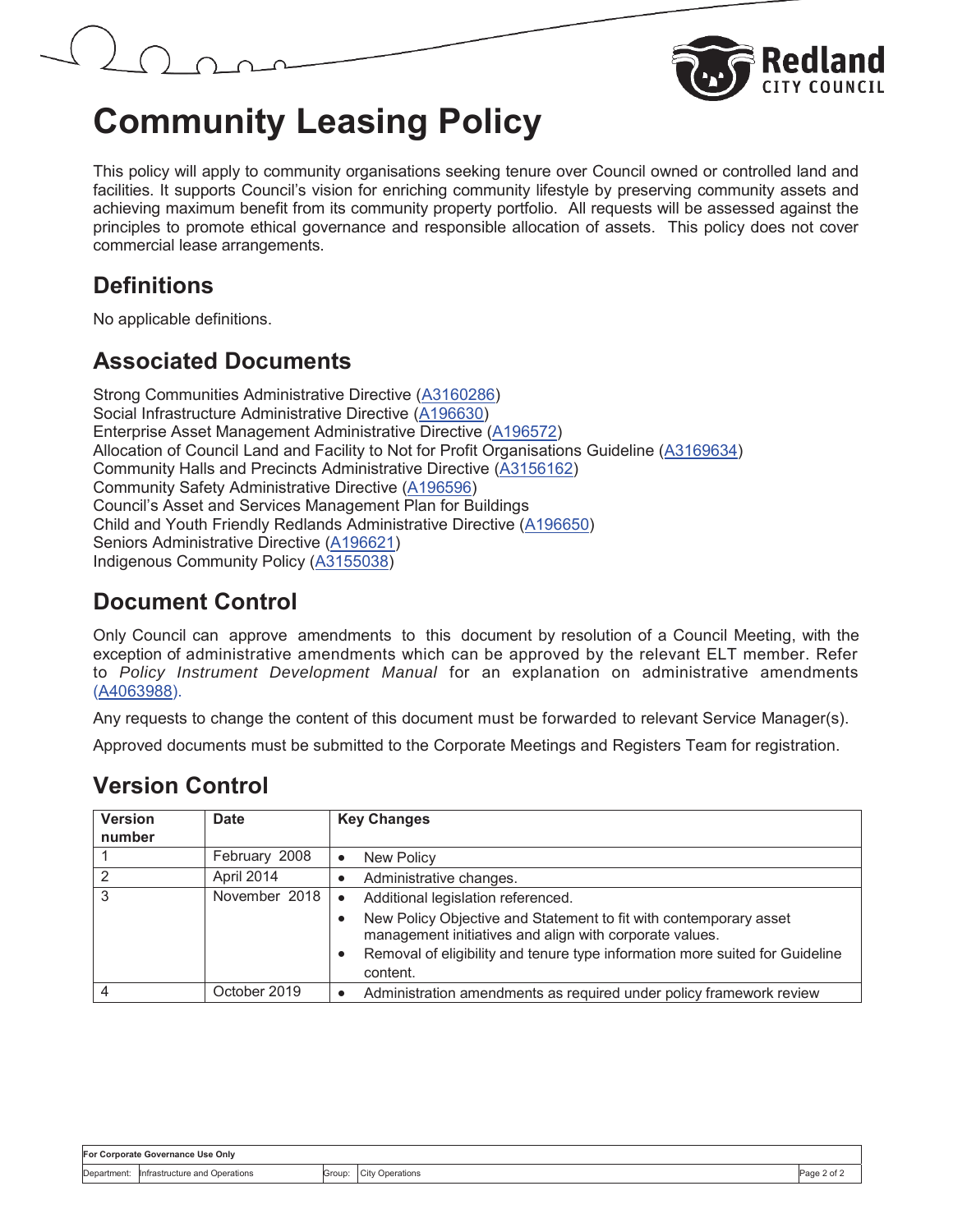# Community Leasing Policy

This policy will apply to community organisations seeking tenure over Council owned or controlled land and facilities. It supports Council's vision for enriching community lifestyle by preserving community assets and achieving maximum benefit from its community property portfolio. All requests will be assessed against the principles to promote ethical governance and responsible allocation of assets. This policy does not cover commercial lease arrangements.

## Definitions

No applicable definitions.

## Associated Documents

Strong Communities Administrative Directive (A3160286)
Social Infrastructure Administrative Directive (A196630)
Enterprise Asset Management Administrative Directive (A196572)
Allocation of Council Land and Facility to Not for Profit Organisations Guideline (A3169634)
Community Halls and Precincts Administrative Directive (A3156162)
Community Safety Administrative Directive (A196596)
Council's Asset and Services Management Plan for Buildings
Child and Youth Friendly Redlands Administrative Directive (A196650)
Seniors Administrative Directive (A196621)
Indigenous Community Policy (A3155038)

## Document Control

Only Council can approve amendments to this document by resolution of a Council Meeting, with the exception of administrative amendments which can be approved by the relevant ELT member. Refer to *Policy Instrument Development Manual* for an explanation on administrative amendments (A4063988).

Any requests to change the content of this document must be forwarded to relevant Service Manager(s).

Approved documents must be submitted to the Corporate Meetings and Registers Team for registration.

## Version Control

| Version number | Date | Key Changes |
|---|---|---|
| 1 | February 2008 | • New Policy |
| 2 | April 2014 | • Administrative changes. |
| 3 | November 2018 | • Additional legislation referenced.<br>• New Policy Objective and Statement to fit with contemporary asset management initiatives and align with corporate values.<br>• Removal of eligibility and tenure type information more suited for Guideline content. |
| 4 | October 2019 | • Administration amendments as required under policy framework review |

| For Corporate Governance Use Only | | | |
|---|---|---|---|
| Department: | Infrastructure and Operations | Group: | City Operations |